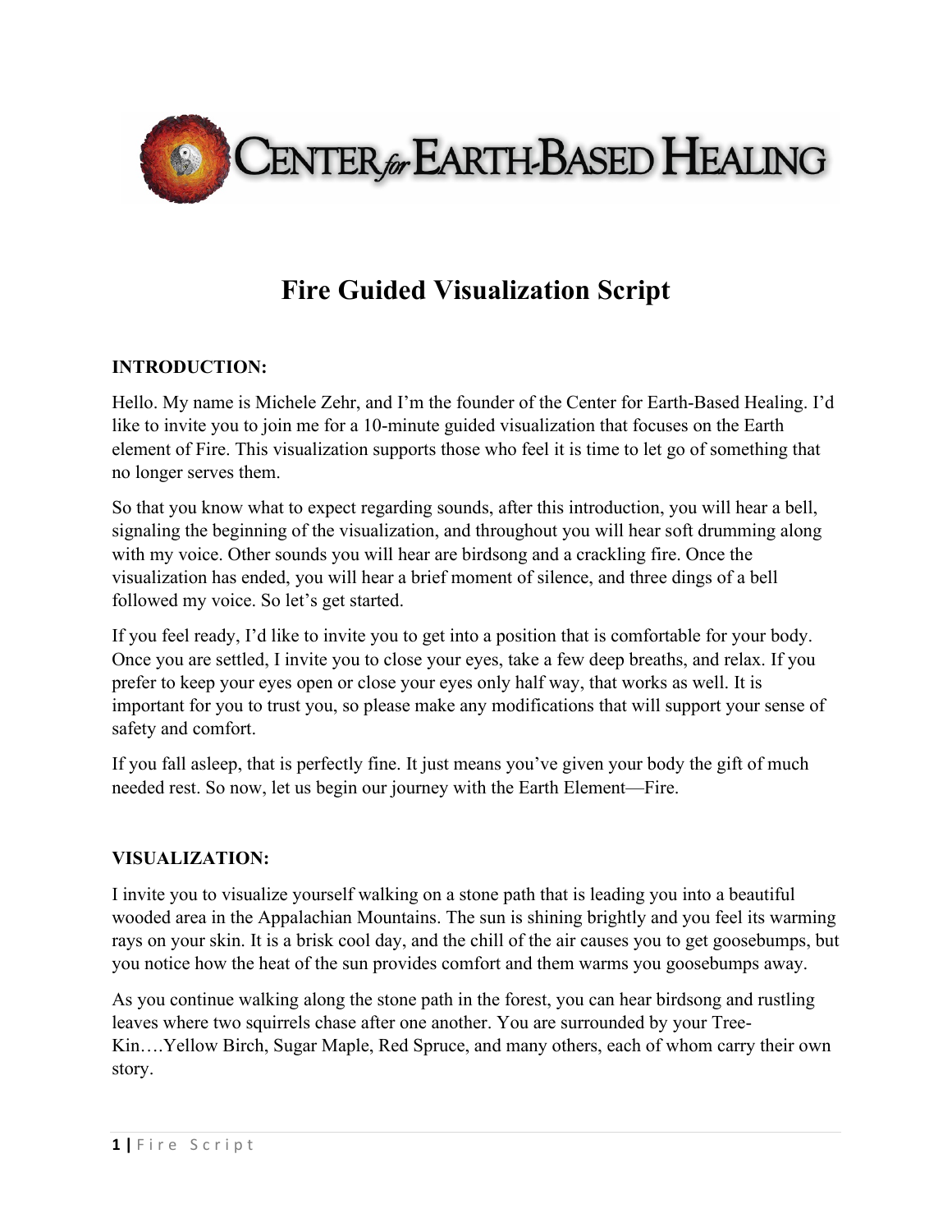# Fire Guided Visualization Script

**INTRODUCTION:**

Hello. My name is Michele Zehr, and I'm the founder of the Center for Earth-Based Healing. I'd like to invite you to join me for a 10-minute guided visualization that focuses on the Earth element of Fire. This visualization supports those who feel it is time to let go of something that no longer serves them.

So that you know what to expect regarding sounds, after this introduction, you will hear a bell, signaling the beginning of the visualization, and throughout you will hear soft drumming along with my voice. Other sounds you will hear are birdsong and a crackling fire. Once the visualization has ended, you will hear a brief moment of silence, and three dings of a bell followed my voice. So let's get started.

If you feel ready, I'd like to invite you to get into a position that is comfortable for your body. Once you are settled, I invite you to close your eyes, take a few deep breaths, and relax. If you prefer to keep your eyes open or close your eyes only half way, that works as well. It is important for you to trust you, so please make any modifications that will support your sense of safety and comfort.

If you fall asleep, that is perfectly fine. It just means you've given your body the gift of much needed rest. So now, let us begin our journey with the Earth Element—Fire.

**VISUALIZATION:**

I invite you to visualize yourself walking on a stone path that is leading you into a beautiful wooded area in the Appalachian Mountains. The sun is shining brightly and you feel its warming rays on your skin. It is a brisk cool day, and the chill of the air causes you to get goosebumps, but you notice how the heat of the sun provides comfort and them warms you goosebumps away.

As you continue walking along the stone path in the forest, you can hear birdsong and rustling leaves where two squirrels chase after one another. You are surrounded by your Tree-Kin….Yellow Birch, Sugar Maple, Red Spruce, and many others, each of whom carry their own story.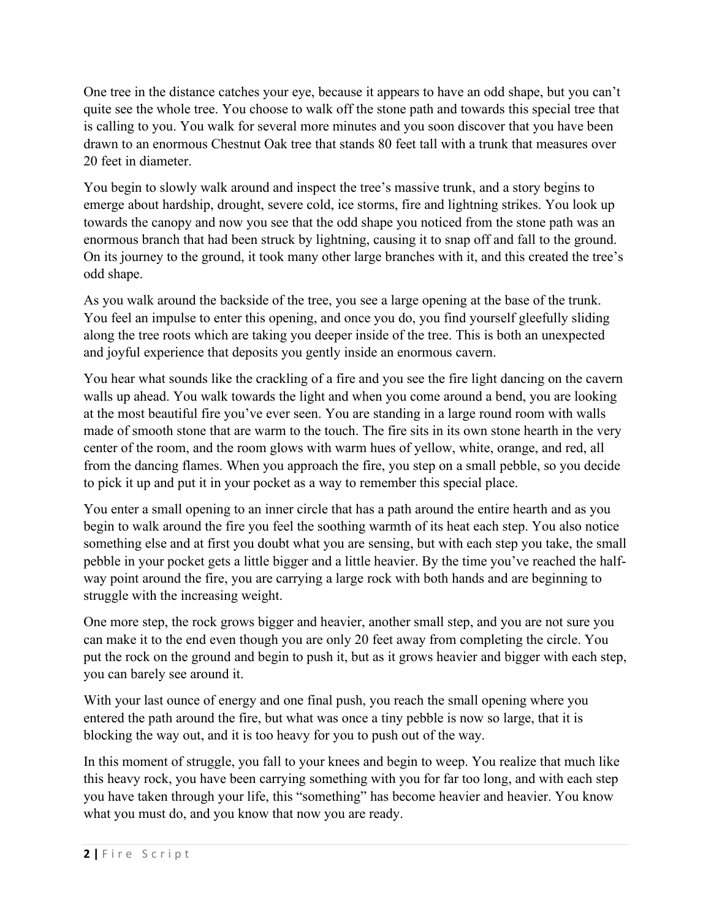One tree in the distance catches your eye, because it appears to have an odd shape, but you can't quite see the whole tree. You choose to walk off the stone path and towards this special tree that is calling to you. You walk for several more minutes and you soon discover that you have been drawn to an enormous Chestnut Oak tree that stands 80 feet tall with a trunk that measures over 20 feet in diameter.

You begin to slowly walk around and inspect the tree's massive trunk, and a story begins to emerge about hardship, drought, severe cold, ice storms, fire and lightning strikes. You look up towards the canopy and now you see that the odd shape you noticed from the stone path was an enormous branch that had been struck by lightning, causing it to snap off and fall to the ground. On its journey to the ground, it took many other large branches with it, and this created the tree's odd shape.

As you walk around the backside of the tree, you see a large opening at the base of the trunk. You feel an impulse to enter this opening, and once you do, you find yourself gleefully sliding along the tree roots which are taking you deeper inside of the tree. This is both an unexpected and joyful experience that deposits you gently inside an enormous cavern.

You hear what sounds like the crackling of a fire and you see the fire light dancing on the cavern walls up ahead. You walk towards the light and when you come around a bend, you are looking at the most beautiful fire you've ever seen. You are standing in a large round room with walls made of smooth stone that are warm to the touch. The fire sits in its own stone hearth in the very center of the room, and the room glows with warm hues of yellow, white, orange, and red, all from the dancing flames. When you approach the fire, you step on a small pebble, so you decide to pick it up and put it in your pocket as a way to remember this special place.

You enter a small opening to an inner circle that has a path around the entire hearth and as you begin to walk around the fire you feel the soothing warmth of its heat each step. You also notice something else and at first you doubt what you are sensing, but with each step you take, the small pebble in your pocket gets a little bigger and a little heavier. By the time you've reached the half-way point around the fire, you are carrying a large rock with both hands and are beginning to struggle with the increasing weight.

One more step, the rock grows bigger and heavier, another small step, and you are not sure you can make it to the end even though you are only 20 feet away from completing the circle. You put the rock on the ground and begin to push it, but as it grows heavier and bigger with each step, you can barely see around it.

With your last ounce of energy and one final push, you reach the small opening where you entered the path around the fire, but what was once a tiny pebble is now so large, that it is blocking the way out, and it is too heavy for you to push out of the way.

In this moment of struggle, you fall to your knees and begin to weep. You realize that much like this heavy rock, you have been carrying something with you for far too long, and with each step you have taken through your life, this "something" has become heavier and heavier. You know what you must do, and you know that now you are ready.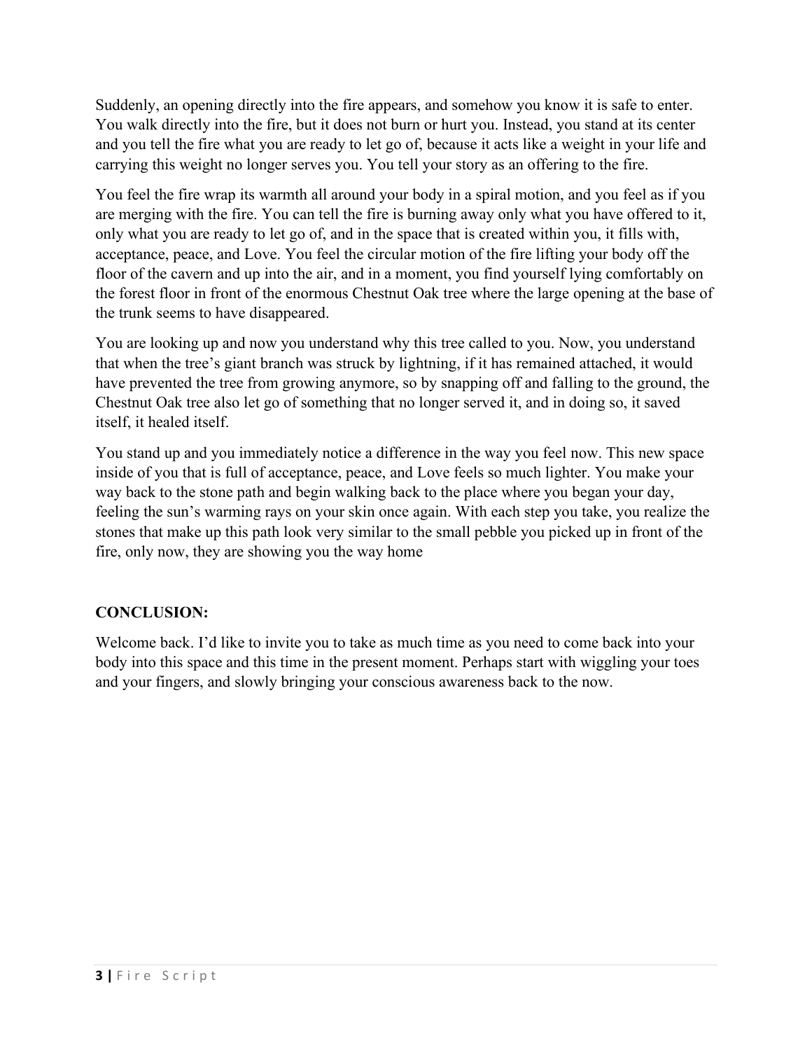Suddenly, an opening directly into the fire appears, and somehow you know it is safe to enter. You walk directly into the fire, but it does not burn or hurt you. Instead, you stand at its center and you tell the fire what you are ready to let go of, because it acts like a weight in your life and carrying this weight no longer serves you. You tell your story as an offering to the fire.

You feel the fire wrap its warmth all around your body in a spiral motion, and you feel as if you are merging with the fire. You can tell the fire is burning away only what you have offered to it, only what you are ready to let go of, and in the space that is created within you, it fills with, acceptance, peace, and Love. You feel the circular motion of the fire lifting your body off the floor of the cavern and up into the air, and in a moment, you find yourself lying comfortably on the forest floor in front of the enormous Chestnut Oak tree where the large opening at the base of the trunk seems to have disappeared.

You are looking up and now you understand why this tree called to you. Now, you understand that when the tree's giant branch was struck by lightning, if it has remained attached, it would have prevented the tree from growing anymore, so by snapping off and falling to the ground, the Chestnut Oak tree also let go of something that no longer served it, and in doing so, it saved itself, it healed itself.

You stand up and you immediately notice a difference in the way you feel now. This new space inside of you that is full of acceptance, peace, and Love feels so much lighter. You make your way back to the stone path and begin walking back to the place where you began your day, feeling the sun's warming rays on your skin once again. With each step you take, you realize the stones that make up this path look very similar to the small pebble you picked up in front of the fire, only now, they are showing you the way home

**CONCLUSION:**

Welcome back. I'd like to invite you to take as much time as you need to come back into your body into this space and this time in the present moment. Perhaps start with wiggling your toes and your fingers, and slowly bringing your conscious awareness back to the now.